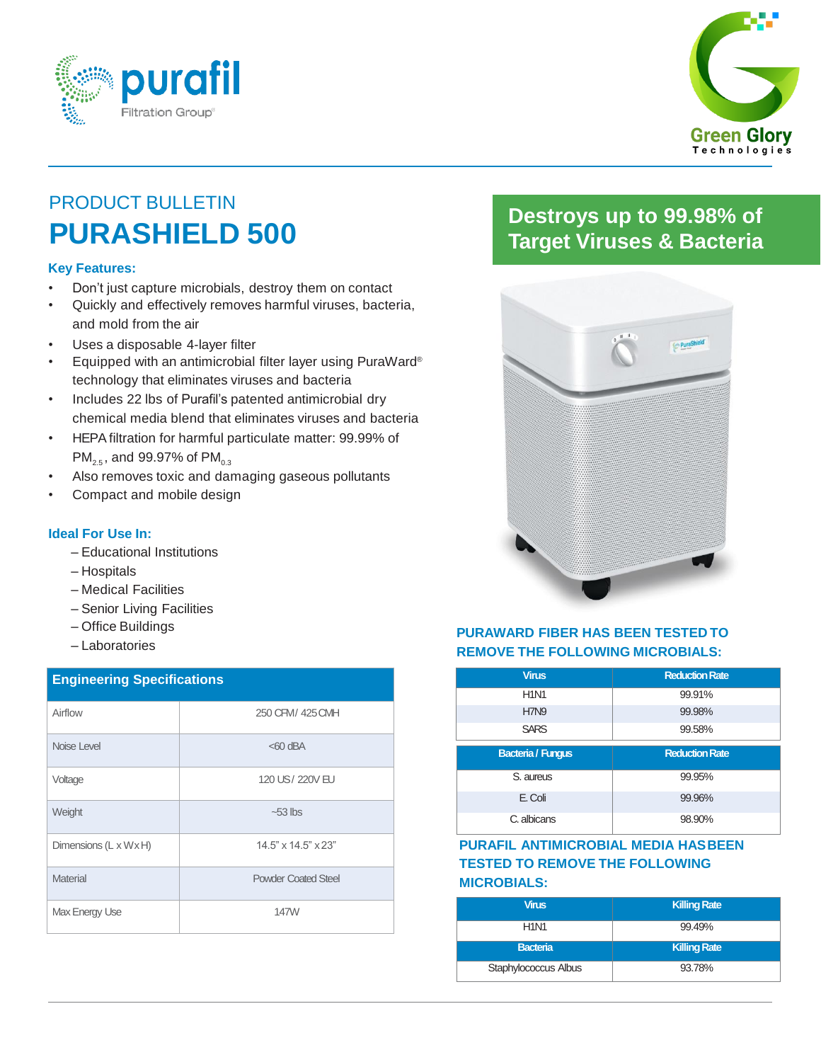PRODUCT BULLETIN

# PURASHIELD 500

## Destroys up to 99.98% of Target Viruses & Bacteria

### Key Features:

- Don't just capture microbials, destroy them on contact
- Quickly and effectively removes harmful viruses, bacteria, and mold from the air
- Uses a disposable 4-layer filter
- Equipped with an antimicrobial filter layer using PuraWard® technology that eliminates viruses and bacteria
- Includes 22 lbs of Purafil's patented antimicrobial dry chemical media blend that eliminates viruses and bacteria
- HEPA filtration for harmful particulate matter: 99.99% of $PM_{2.5}$, and 99.97% of $PM_{0.3}$
- Also removes toxic and damaging gaseous pollutants
- Compact and mobile design

### Ideal For Use In:

– Educational Institutions
– Hospitals
– Medical Facilities
– Senior Living Facilities
– Office Buildings
– Laboratories

| Engineering Specifications | |
|---|---|
| Airflow | 250 CFM / 425 CMH |
| Noise Level | <60 dBA |
| Voltage | 120 US / 220V EU |
| Weight | ~53 lbs |
| Dimensions (L x W x H) | 14.5" x 14.5" x 23" |
| Material | Powder Coated Steel |
| Max Energy Use | 147W |

### PURAWARD FIBER HAS BEEN TESTED TO REMOVE THE FOLLOWING MICROBIALS:

| Virus | Reduction Rate |
|---|---|
| H1N1 | 99.91% |
| H7N9 | 99.98% |
| SARS | 99.58% |

| Bacteria / Fungus | Reduction Rate |
|---|---|
| S. aureus | 99.95% |
| E. Coli | 99.96% |
| C. albicans | 98.90% |

### PURAFIL ANTIMICROBIAL MEDIA HAS BEEN TESTED TO REMOVE THE FOLLOWING MICROBIALS:

| Virus | Killing Rate |
|---|---|
| H1N1 | 99.49% |
| **Bacteria** | **Killing Rate** |
| Staphylococcus Albus | 93.78% |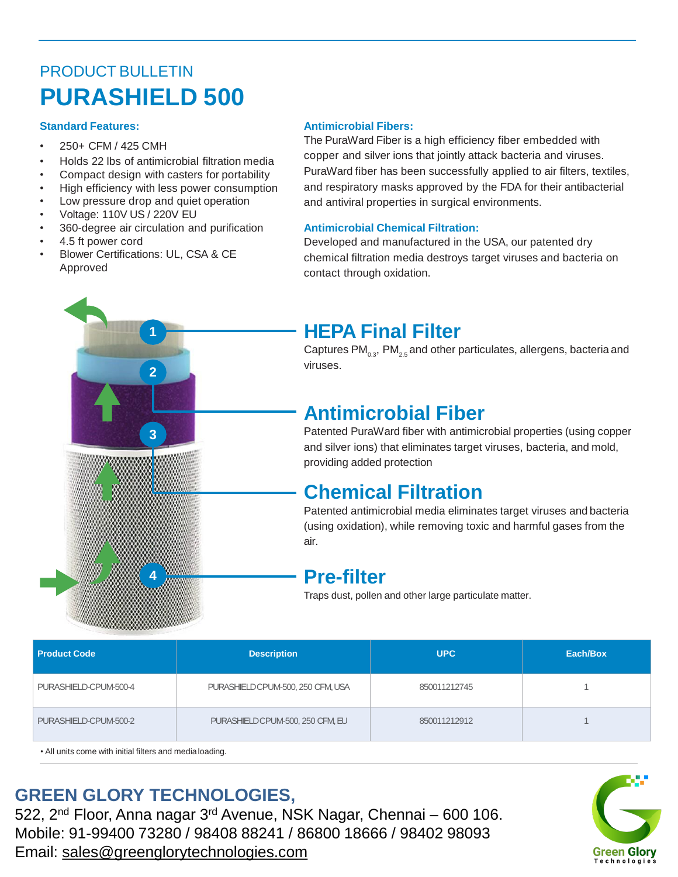PRODUCT BULLETIN

# PURASHIELD 500

### Standard Features:

- 250+ CFM / 425 CMH
- Holds 22 lbs of antimicrobial filtration media
- Compact design with casters for portability
- High efficiency with less power consumption
- Low pressure drop and quiet operation
- Voltage: 110V US / 220V EU
- 360-degree air circulation and purification
- 4.5 ft power cord
- Blower Certifications: UL, CSA & CE Approved

### Antimicrobial Fibers:

The PuraWard Fiber is a high efficiency fiber embedded with copper and silver ions that jointly attack bacteria and viruses. PuraWard fiber has been successfully applied to air filters, textiles, and respiratory masks approved by the FDA for their antibacterial and antiviral properties in surgical environments.

### Antimicrobial Chemical Filtration:

Developed and manufactured in the USA, our patented dry chemical filtration media destroys target viruses and bacteria on contact through oxidation.

1

2

3

4

## HEPA Final Filter

Captures $PM_{0.3}$, $PM_{2.5}$ and other particulates, allergens, bacteria and viruses.

## Antimicrobial Fiber

Patented PuraWard fiber with antimicrobial properties (using copper and silver ions) that eliminates target viruses, bacteria, and mold, providing added protection

## Chemical Filtration

Patented antimicrobial media eliminates target viruses and bacteria (using oxidation), while removing toxic and harmful gases from the air.

## Pre-filter

Traps dust, pollen and other large particulate matter.

| Product Code | Description | UPC | Each/Box |
|---|---|---|---|
| PURASHIELD-CPUM-500-4 | PURASHIELD CPUM-500, 250 CFM, USA | 850011212745 | 1 |
| PURASHIELD-CPUM-500-2 | PURASHIELD CPUM-500, 250 CFM, EU | 850011212912 | 1 |

• All units come with initial filters and media loading.

## GREEN GLORY TECHNOLOGIES,

522, 2nd Floor, Anna nagar 3rd Avenue, NSK Nagar, Chennai – 600 106.
Mobile: 91-99400 73280 / 98408 88241 / 86800 18666 / 98402 98093
Email: sales@greenglorytechnologies.com

Green Glory
Technologies